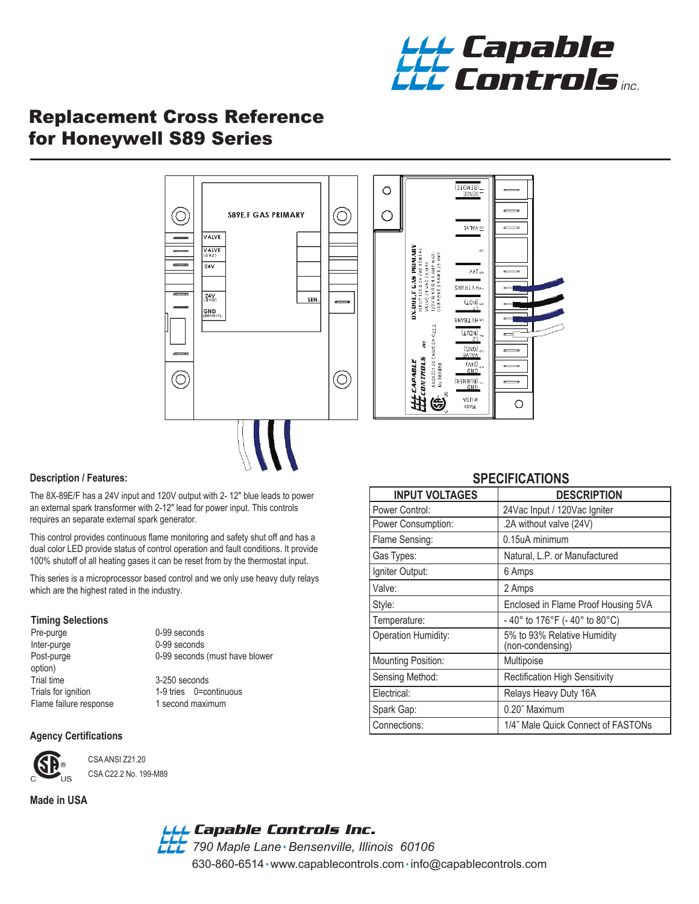# Replacement Cross Reference for Honeywell S89 Series

### Description / Features:

The 8X-89E/F has a 24V input and 120V output with 2- 12" blue leads to power an external spark transformer with 2-12" lead for power input. This controls requires an separate external spark generator.

This control provides continuous flame monitoring and safety shut off and has a dual color LED provide status of control operation and fault conditions. It provide 100% shutoff of all heating gases it can be reset from by the thermostat input.

This series is a microprocessor based control and we only use heavy duty relays which are the highest rated in the industry.

### Timing Selections

| | |
|---|---|
| Pre-purge | 0-99 seconds |
| Inter-purge | 0-99 seconds |
| Post-purge option) | 0-99 seconds (must have blower |
| Trial time | 3-250 seconds |
| Trials for ignition | 1-9 tries  0=continuous |
| Flame failure response | 1 second maximum |

### Agency Certifications

CSA ANSI Z21.20

CSA C22.2 No. 199-M89

**Made in USA**

## SPECIFICATIONS

| INPUT VOLTAGES | DESCRIPTION |
|---|---|
| Power Control: | 24Vac Input / 120Vac Igniter |
| Power Consumption: | .2A without valve (24V) |
| Flame Sensing: | 0.15uA minimum |
| Gas Types: | Natural, L.P. or Manufactured |
| Igniter Output: | 6 Amps |
| Valve: | 2 Amps |
| Style: | Enclosed in Flame Proof Housing 5VA |
| Temperature: | - 40° to 176°F (- 40° to 80°C) |
| Operation Humidity: | 5% to 93% Relative Humidity (non-condensing) |
| Mounting Position: | Multipoise |
| Sensing Method: | Rectification High Sensitivity |
| Electrical: | Relays Heavy Duty 16A |
| Spark Gap: | 0.20˝ Maximum |
| Connections: | 1/4˝ Male Quick Connect of FASTONs |

**Capable Controls Inc.**
790 Maple Lane • Bensenville, Illinois 60106
630-860-6514 • www.capablecontrols.com • info@capablecontrols.com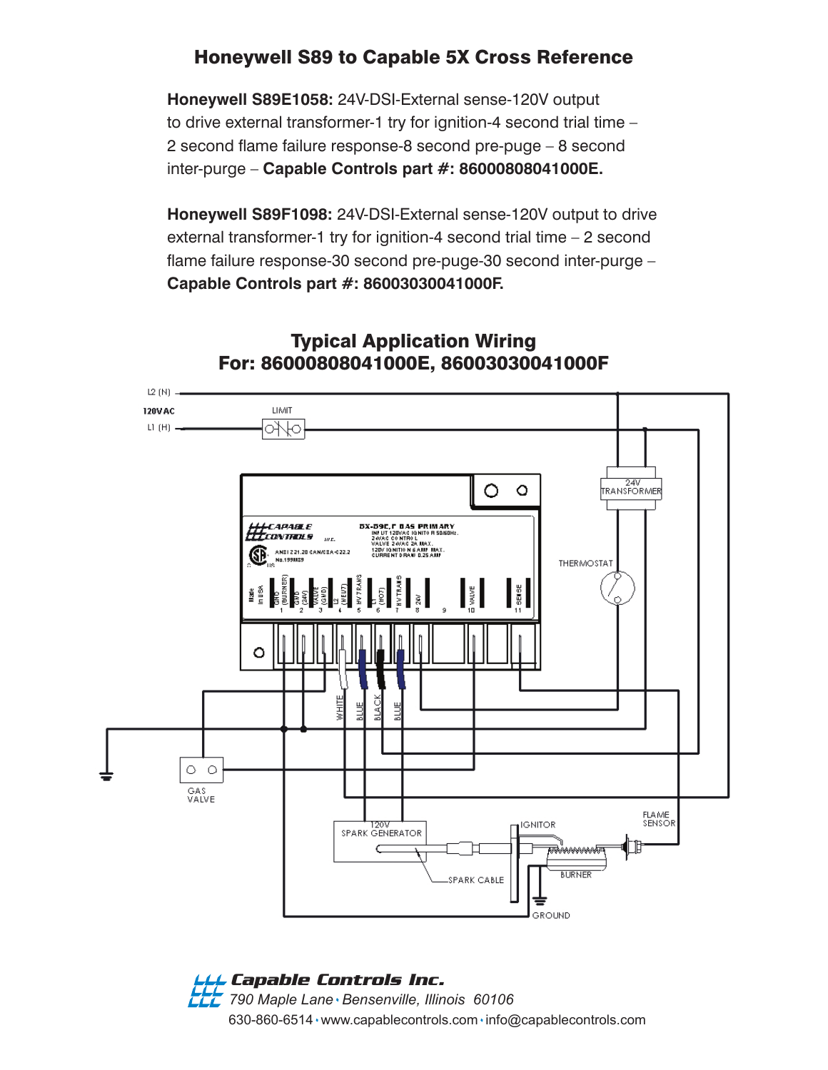# Honeywell S89 to Capable 5X Cross Reference

**Honeywell S89E1058:** 24V-DSI-External sense-120V output to drive external transformer-1 try for ignition-4 second trial time – 2 second flame failure response-8 second pre-puge – 8 second inter-purge – **Capable Controls part #: 86000808041000E.**

**Honeywell S89F1098:** 24V-DSI-External sense-120V output to drive external transformer-1 try for ignition-4 second trial time – 2 second flame failure response-30 second pre-puge-30 second inter-purge – **Capable Controls part #: 86003030041000F.**

## Typical Application Wiring
## For: 86000808041000E, 86003030041000F

L2 (N)
120VAC
L1 (H)
LIMIT
24V TRANSFORMER
THERMOSTAT
CAPABLE CONTROLS INC.
5X-S9E,F GAS PRIMARY
INPUT 120VAC IGNITOR 50/60Hz.
24VAC CONTROL
VALVE 24VAC 2A MAX.
120V IGNITION 6 AMP MAX.
CURRENT DRAW 0.25 AMP
ANSI Z21.20 CAN/CSA-C22.2 No.199M89
Made in USA
GND (BURNER) 1
GND (24V) 2
VALVE (GND) 3
L2 (NEUT) 4
HV TRANS 5
L1 (HOT) 6
HV TRANS 7
24V 8
9
VALVE 10
SENSE 11
WHITE
BLUE
BLACK
BLUE
GAS VALVE
120V SPARK GENERATOR
SPARK CABLE
IGNITOR
FLAME SENSOR
BURNER
GROUND

***Capable Controls Inc.***
*790 Maple Lane • Bensenville, Illinois 60106*
630-860-6514 • www.capablecontrols.com • info@capablecontrols.com